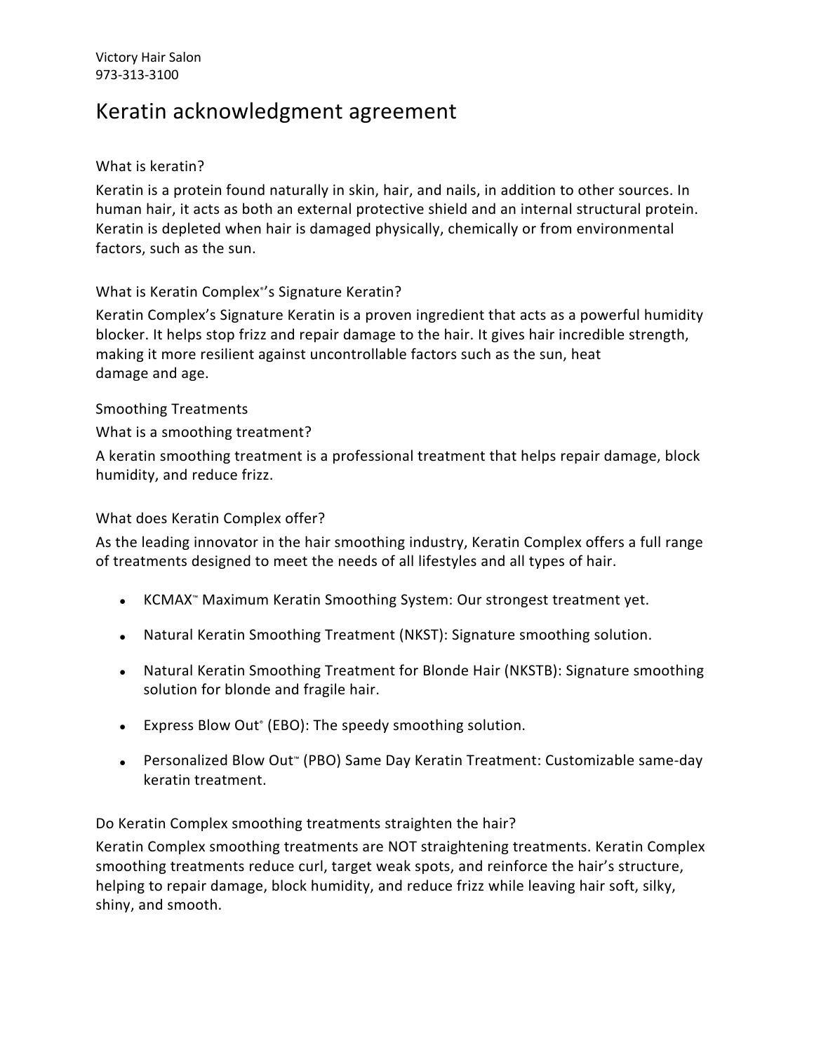Victory Hair Salon
973-313-3100

# Keratin acknowledgment agreement

### What is keratin?

Keratin is a protein found naturally in skin, hair, and nails, in addition to other sources. In human hair, it acts as both an external protective shield and an internal structural protein. Keratin is depleted when hair is damaged physically, chemically or from environmental factors, such as the sun.

### What is Keratin Complex®'s Signature Keratin?

Keratin Complex's Signature Keratin is a proven ingredient that acts as a powerful humidity blocker. It helps stop frizz and repair damage to the hair. It gives hair incredible strength, making it more resilient against uncontrollable factors such as the sun, heat damage and age.

### Smoothing Treatments

### What is a smoothing treatment?

A keratin smoothing treatment is a professional treatment that helps repair damage, block humidity, and reduce frizz.

### What does Keratin Complex offer?

As the leading innovator in the hair smoothing industry, Keratin Complex offers a full range of treatments designed to meet the needs of all lifestyles and all types of hair.

- KCMAX™ Maximum Keratin Smoothing System: Our strongest treatment yet.
- Natural Keratin Smoothing Treatment (NKST): Signature smoothing solution.
- Natural Keratin Smoothing Treatment for Blonde Hair (NKSTB): Signature smoothing solution for blonde and fragile hair.
- Express Blow Out® (EBO): The speedy smoothing solution.
- Personalized Blow Out™ (PBO) Same Day Keratin Treatment: Customizable same-day keratin treatment.

### Do Keratin Complex smoothing treatments straighten the hair?

Keratin Complex smoothing treatments are NOT straightening treatments. Keratin Complex smoothing treatments reduce curl, target weak spots, and reinforce the hair's structure, helping to repair damage, block humidity, and reduce frizz while leaving hair soft, silky, shiny, and smooth.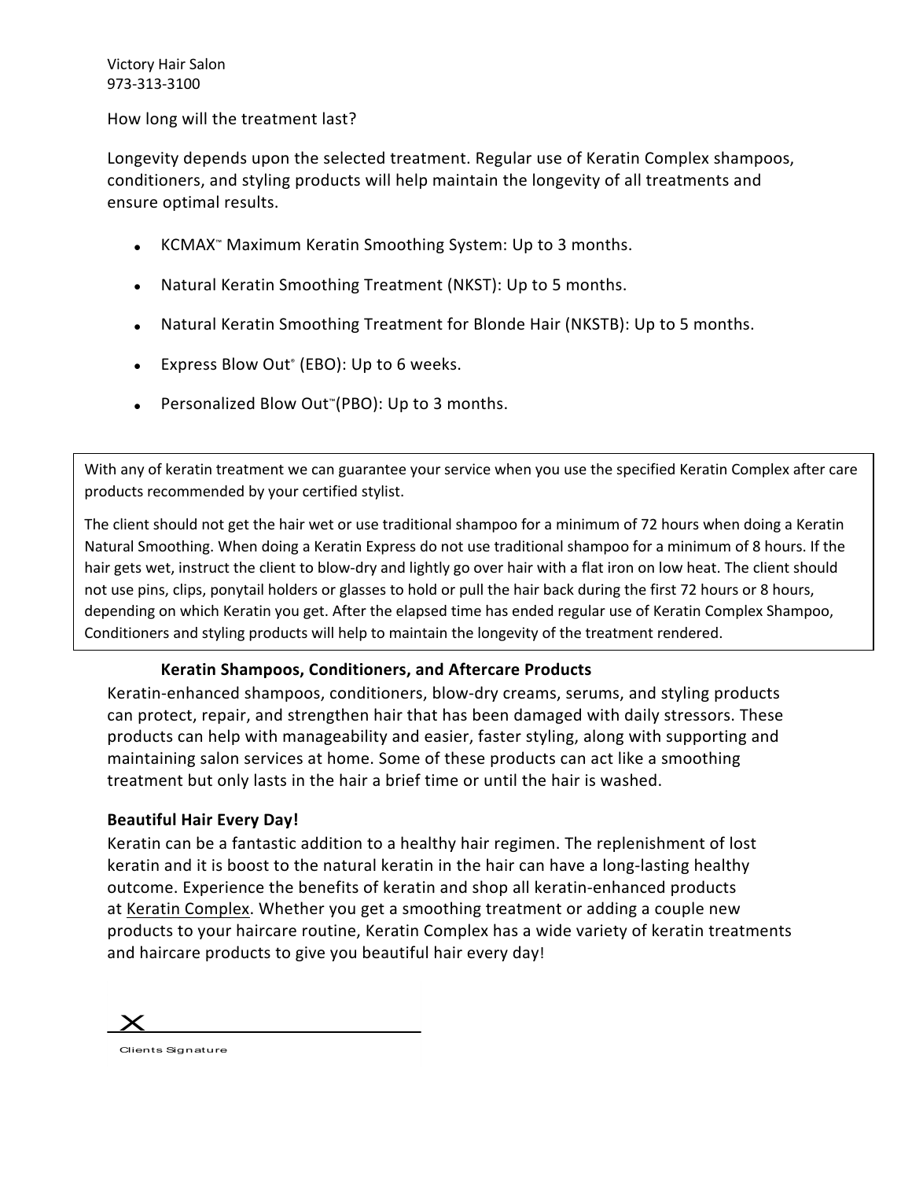Victory Hair Salon
973-313-3100

How long will the treatment last?

Longevity depends upon the selected treatment. Regular use of Keratin Complex shampoos, conditioners, and styling products will help maintain the longevity of all treatments and ensure optimal results.

- KCMAX™ Maximum Keratin Smoothing System: Up to 3 months.
- Natural Keratin Smoothing Treatment (NKST): Up to 5 months.
- Natural Keratin Smoothing Treatment for Blonde Hair (NKSTB): Up to 5 months.
- Express Blow Out® (EBO): Up to 6 weeks.
- Personalized Blow Out™(PBO): Up to 3 months.

With any of keratin treatment we can guarantee your service when you use the specified Keratin Complex after care products recommended by your certified stylist.

The client should not get the hair wet or use traditional shampoo for a minimum of 72 hours when doing a Keratin Natural Smoothing. When doing a Keratin Express do not use traditional shampoo for a minimum of 8 hours. If the hair gets wet, instruct the client to blow-dry and lightly go over hair with a flat iron on low heat. The client should not use pins, clips, ponytail holders or glasses to hold or pull the hair back during the first 72 hours or 8 hours, depending on which Keratin you get. After the elapsed time has ended regular use of Keratin Complex Shampoo, Conditioners and styling products will help to maintain the longevity of the treatment rendered.

**Keratin Shampoos, Conditioners, and Aftercare Products**

Keratin-enhanced shampoos, conditioners, blow-dry creams, serums, and styling products can protect, repair, and strengthen hair that has been damaged with daily stressors. These products can help with manageability and easier, faster styling, along with supporting and maintaining salon services at home. Some of these products can act like a smoothing treatment but only lasts in the hair a brief time or until the hair is washed.

**Beautiful Hair Every Day!**

Keratin can be a fantastic addition to a healthy hair regimen. The replenishment of lost keratin and it is boost to the natural keratin in the hair can have a long-lasting healthy outcome. Experience the benefits of keratin and shop all keratin-enhanced products at Keratin Complex. Whether you get a smoothing treatment or adding a couple new products to your haircare routine, Keratin Complex has a wide variety of keratin treatments and haircare products to give you beautiful hair every day!

X \_\_\_\_\_\_\_\_\_\_\_\_\_\_\_\_\_\_\_\_\_\_\_\_\_\_\_\_

Clients Signature